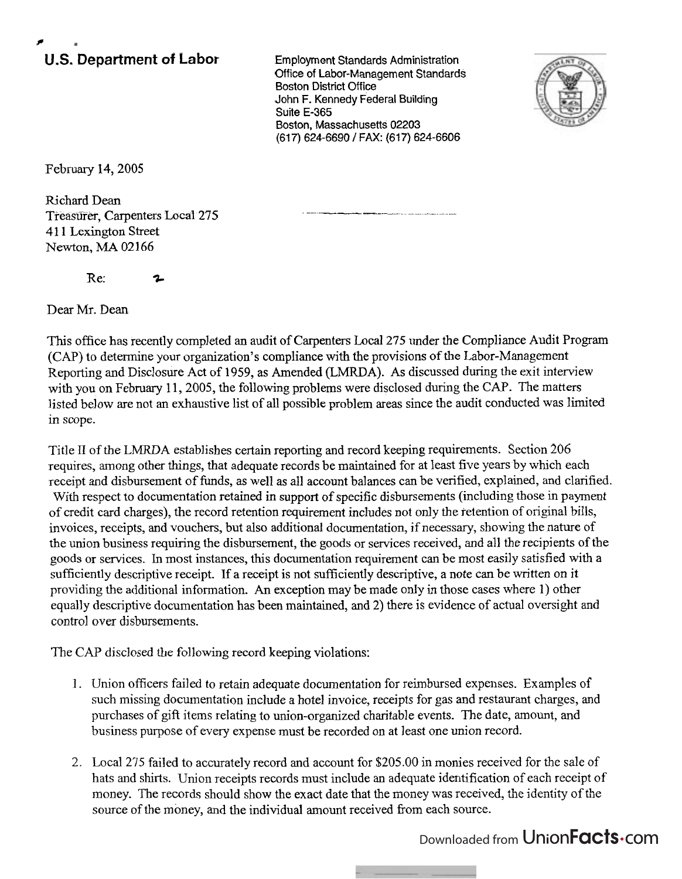**U.S. Department of Labor**

Employment Standards Administration
Office of Labor-Management Standards
Boston District Office
John F. Kennedy Federal Building
Suite E-365
Boston, Massachusetts 02203
(617) 624-6690 / FAX: (617) 624-6606

February 14, 2005

Richard Dean
Treasurer, Carpenters Local 275
411 Lexington Street
Newton, MA 02166

Re: 2

Dear Mr. Dean

This office has recently completed an audit of Carpenters Local 275 under the Compliance Audit Program (CAP) to determine your organization's compliance with the provisions of the Labor-Management Reporting and Disclosure Act of 1959, as Amended (LMRDA). As discussed during the exit interview with you on February 11, 2005, the following problems were disclosed during the CAP. The matters listed below are not an exhaustive list of all possible problem areas since the audit conducted was limited in scope.

Title II of the LMRDA establishes certain reporting and record keeping requirements. Section 206 requires, among other things, that adequate records be maintained for at least five years by which each receipt and disbursement of funds, as well as all account balances can be verified, explained, and clarified. With respect to documentation retained in support of specific disbursements (including those in payment of credit card charges), the record retention requirement includes not only the retention of original bills, invoices, receipts, and vouchers, but also additional documentation, if necessary, showing the nature of the union business requiring the disbursement, the goods or services received, and all the recipients of the goods or services. In most instances, this documentation requirement can be most easily satisfied with a sufficiently descriptive receipt. If a receipt is not sufficiently descriptive, a note can be written on it providing the additional information. An exception may be made only in those cases where 1) other equally descriptive documentation has been maintained, and 2) there is evidence of actual oversight and control over disbursements.

The CAP disclosed the following record keeping violations:

1. Union officers failed to retain adequate documentation for reimbursed expenses. Examples of such missing documentation include a hotel invoice, receipts for gas and restaurant charges, and purchases of gift items relating to union-organized charitable events. The date, amount, and business purpose of every expense must be recorded on at least one union record.

2. Local 275 failed to accurately record and account for $205.00 in monies received for the sale of hats and shirts. Union receipts records must include an adequate identification of each receipt of money. The records should show the exact date that the money was received, the identity of the source of the money, and the individual amount received from each source.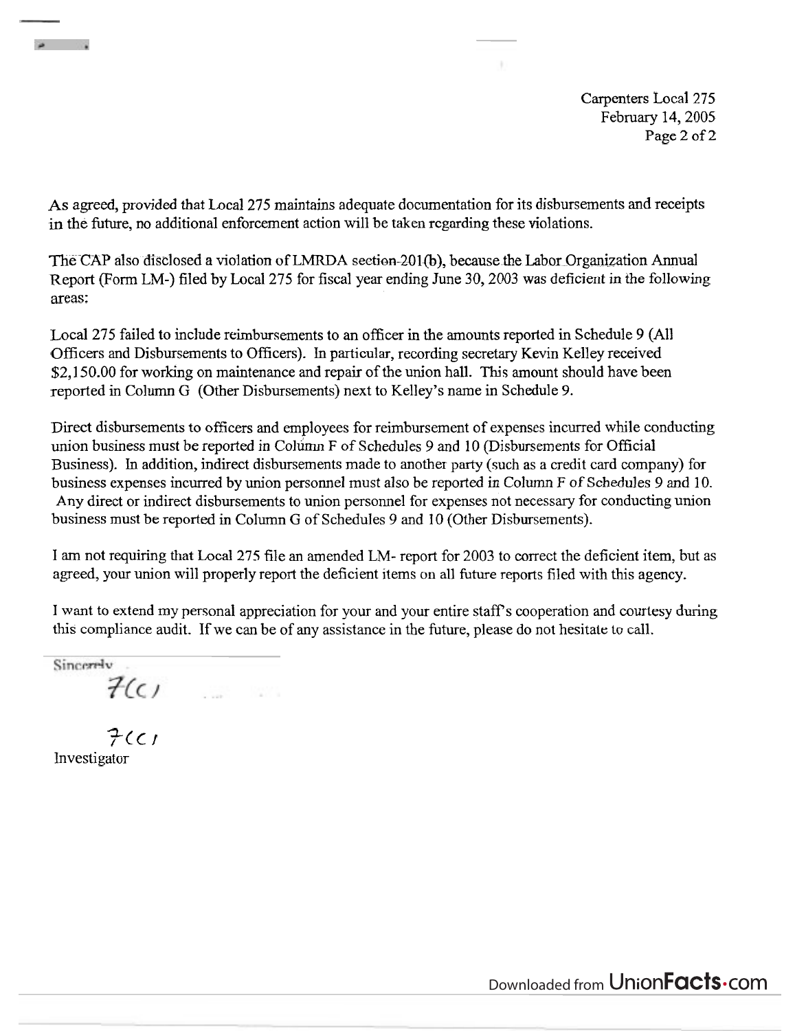As agreed, provided that Local 275 maintains adequate documentation for its disbursements and receipts in the future, no additional enforcement action will be taken regarding these violations.

The CAP also disclosed a violation of LMRDA section 201(b), because the Labor Organization Annual Report (Form LM-) filed by Local 275 for fiscal year ending June 30, 2003 was deficient in the following areas:

Local 275 failed to include reimbursements to an officer in the amounts reported in Schedule 9 (All Officers and Disbursements to Officers). In particular, recording secretary Kevin Kelley received $2,150.00 for working on maintenance and repair of the union hall. This amount should have been reported in Column G (Other Disbursements) next to Kelley's name in Schedule 9.

Direct disbursements to officers and employees for reimbursement of expenses incurred while conducting union business must be reported in Column F of Schedules 9 and 10 (Disbursements for Official Business). In addition, indirect disbursements made to another party (such as a credit card company) for business expenses incurred by union personnel must also be reported in Column F of Schedules 9 and 10. Any direct or indirect disbursements to union personnel for expenses not necessary for conducting union business must be reported in Column G of Schedules 9 and 10 (Other Disbursements).

I am not requiring that Local 275 file an amended LM- report for 2003 to correct the deficient item, but as agreed, your union will properly report the deficient items on all future reports filed with this agency.

I want to extend my personal appreciation for your and your entire staff's cooperation and courtesy during this compliance audit. If we can be of any assistance in the future, please do not hesitate to call.

Sincerely

7(c)

7(c)
Investigator

Downloaded from UnionFacts.com